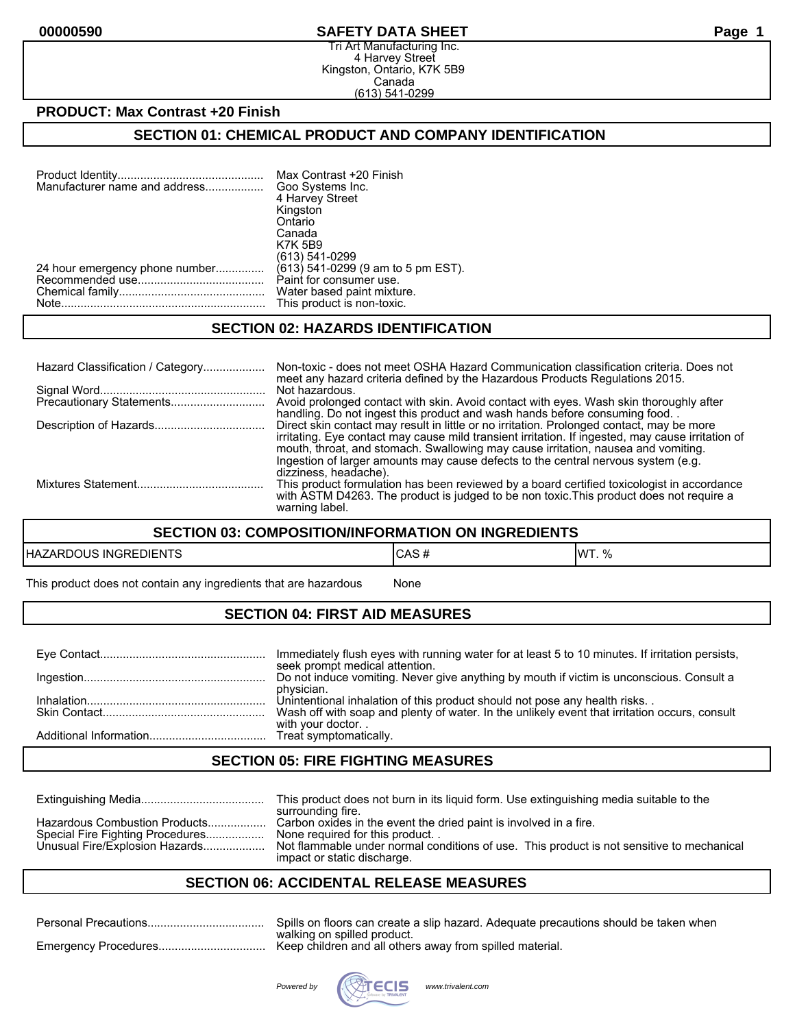Tri Art Manufacturing Inc.
4 Harvey Street
Kingston, Ontario, K7K 5B9
Canada
(613) 541-0299

**PRODUCT: Max Contrast +20 Finish**

## SECTION 01: CHEMICAL PRODUCT AND COMPANY IDENTIFICATION

| | |
|---|---|
| Product Identity | Max Contrast +20 Finish |
| Manufacturer name and address | Goo Systems Inc.<br>4 Harvey Street<br>Kingston<br>Ontario<br>Canada<br>K7K 5B9<br>(613) 541-0299 |
| 24 hour emergency phone number | (613) 541-0299 (9 am to 5 pm EST). |
| Recommended use | Paint for consumer use. |
| Chemical family | Water based paint mixture. |
| Note | This product is non-toxic. |

## SECTION 02: HAZARDS IDENTIFICATION

| | |
|---|---|
| Hazard Classification / Category | Non-toxic - does not meet OSHA Hazard Communication classification criteria. Does not meet any hazard criteria defined by the Hazardous Products Regulations 2015. |
| Signal Word | Not hazardous. |
| Precautionary Statements | Avoid prolonged contact with skin. Avoid contact with eyes. Wash skin thoroughly after handling. Do not ingest this product and wash hands before consuming food. . |
| Description of Hazards | Direct skin contact may result in little or no irritation. Prolonged contact, may be more irritating. Eye contact may cause mild transient irritation. If ingested, may cause irritation of mouth, throat, and stomach. Swallowing may cause irritation, nausea and vomiting. Ingestion of larger amounts may cause defects to the central nervous system (e.g. dizziness, headache). |
| Mixtures Statement | This product formulation has been reviewed by a board certified toxicologist in accordance with ASTM D4263. The product is judged to be non toxic.This product does not require a warning label. |

## SECTION 03: COMPOSITION/INFORMATION ON INGREDIENTS

| HAZARDOUS INGREDIENTS | CAS # | WT. % |
|---|---|---|
| This product does not contain any ingredients that are hazardous | None | |

## SECTION 04: FIRST AID MEASURES

| | |
|---|---|
| Eye Contact | Immediately flush eyes with running water for at least 5 to 10 minutes. If irritation persists, seek prompt medical attention. |
| Ingestion | Do not induce vomiting. Never give anything by mouth if victim is unconscious. Consult a physician. |
| Inhalation | Unintentional inhalation of this product should not pose any health risks. . |
| Skin Contact | Wash off with soap and plenty of water. In the unlikely event that irritation occurs, consult with your doctor. . |
| Additional Information | Treat symptomatically. |

## SECTION 05: FIRE FIGHTING MEASURES

| | |
|---|---|
| Extinguishing Media | This product does not burn in its liquid form. Use extinguishing media suitable to the surrounding fire. |
| Hazardous Combustion Products | Carbon oxides in the event the dried paint is involved in a fire. |
| Special Fire Fighting Procedures | None required for this product. . |
| Unusual Fire/Explosion Hazards | Not flammable under normal conditions of use. This product is not sensitive to mechanical impact or static discharge. |

## SECTION 06: ACCIDENTAL RELEASE MEASURES

| | |
|---|---|
| Personal Precautions | Spills on floors can create a slip hazard. Adequate precautions should be taken when walking on spilled product. |
| Emergency Procedures | Keep children and all others away from spilled material. |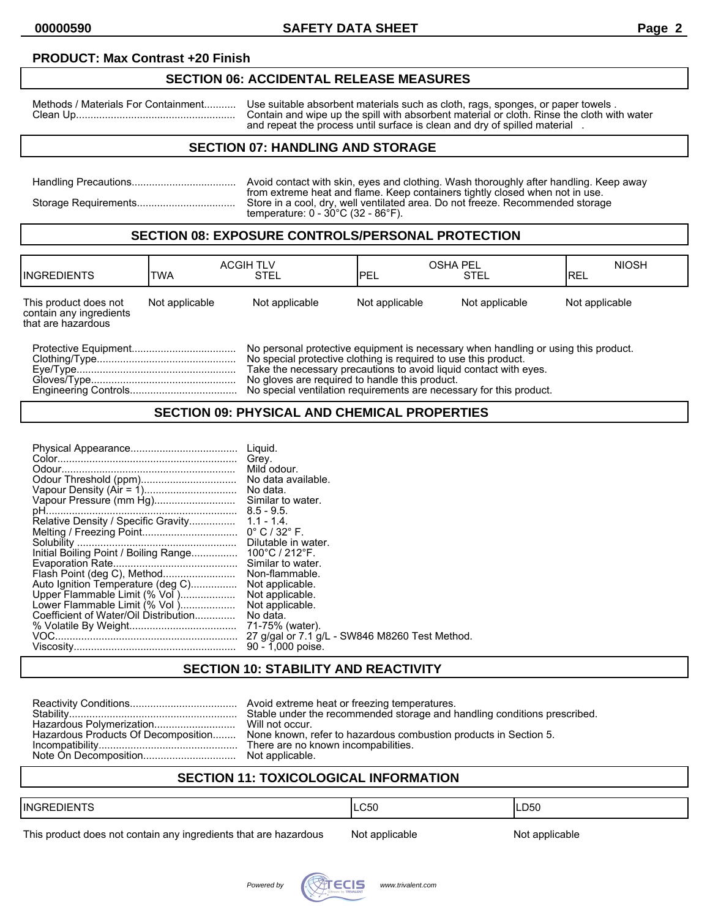**PRODUCT: Max Contrast +20 Finish**

## SECTION 06: ACCIDENTAL RELEASE MEASURES

Methods / Materials For Containment........... Use suitable absorbent materials such as cloth, rags, sponges, or paper towels .
Clean Up....................................................... Contain and wipe up the spill with absorbent material or cloth. Rinse the cloth with water and repeat the process until surface is clean and dry of spilled material .

## SECTION 07: HANDLING AND STORAGE

Handling Precautions.................................... Avoid contact with skin, eyes and clothing. Wash thoroughly after handling. Keep away from extreme heat and flame. Keep containers tightly closed when not in use.
Storage Requirements.................................. Store in a cool, dry, well ventilated area. Do not freeze. Recommended storage temperature: 0 - 30°C (32 - 86°F).

## SECTION 08: EXPOSURE CONTROLS/PERSONAL PROTECTION

| INGREDIENTS | ACGIH TLV TWA | ACGIH TLV STEL | OSHA PEL PEL | OSHA PEL STEL | NIOSH REL |
|---|---|---|---|---|---|
| This product does not contain any ingredients that are hazardous | Not applicable | Not applicable | Not applicable | Not applicable | Not applicable |

Protective Equipment.................................... No personal protective equipment is necessary when handling or using this product.
Clothing/Type................................................ No special protective clothing is required to use this product.
Eye/Type....................................................... Take the necessary precautions to avoid liquid contact with eyes.
Gloves/Type.................................................. No gloves are required to handle this product.
Engineering Controls..................................... No special ventilation requirements are necessary for this product.

## SECTION 09: PHYSICAL AND CHEMICAL PROPERTIES

Physical Appearance..................................... Liquid.
Color.............................................................. Grey.
Odour............................................................. Mild odour.
Odour Threshold (ppm)................................. No data available.
Vapour Density (Air = 1)................................ No data.
Vapour Pressure (mm Hg)............................ Similar to water.
pH.................................................................. 8.5 - 9.5.
Relative Density / Specific Gravity................ 1.1 - 1.4.
Melting / Freezing Point................................. 0° C / 32° F.
Solubility ....................................................... Dilutable in water.
Initial Boiling Point / Boiling Range................ 100°C / 212°F.
Evaporation Rate........................................... Similar to water.
Flash Point (deg C), Method......................... Non-flammable.
Auto Ignition Temperature (deg C)................ Not applicable.
Upper Flammable Limit (% Vol )................... Not applicable.
Lower Flammable Limit (% Vol )................... Not applicable.
Coefficient of Water/Oil Distribution.............. No data.
% Volatile By Weight..................................... 71-75% (water).
VOC............................................................... 27 g/gal or 7.1 g/L - SW846 M8260 Test Method.
Viscosity........................................................ 90 - 1,000 poise.

## SECTION 10: STABILITY AND REACTIVITY

Reactivity Conditions..................................... Avoid extreme heat or freezing temperatures.
Stability.......................................................... Stable under the recommended storage and handling conditions prescribed.
Hazardous Polymerization............................. Will not occur.
Hazardous Products Of Decomposition......... None known, refer to hazardous combustion products in Section 5.
Incompatibility................................................ There are no known incompatibilities.
Note On Decomposition................................. Not applicable.

## SECTION 11: TOXICOLOGICAL INFORMATION

| INGREDIENTS | LC50 | LD50 |
|---|---|---|
| This product does not contain any ingredients that are hazardous | Not applicable | Not applicable |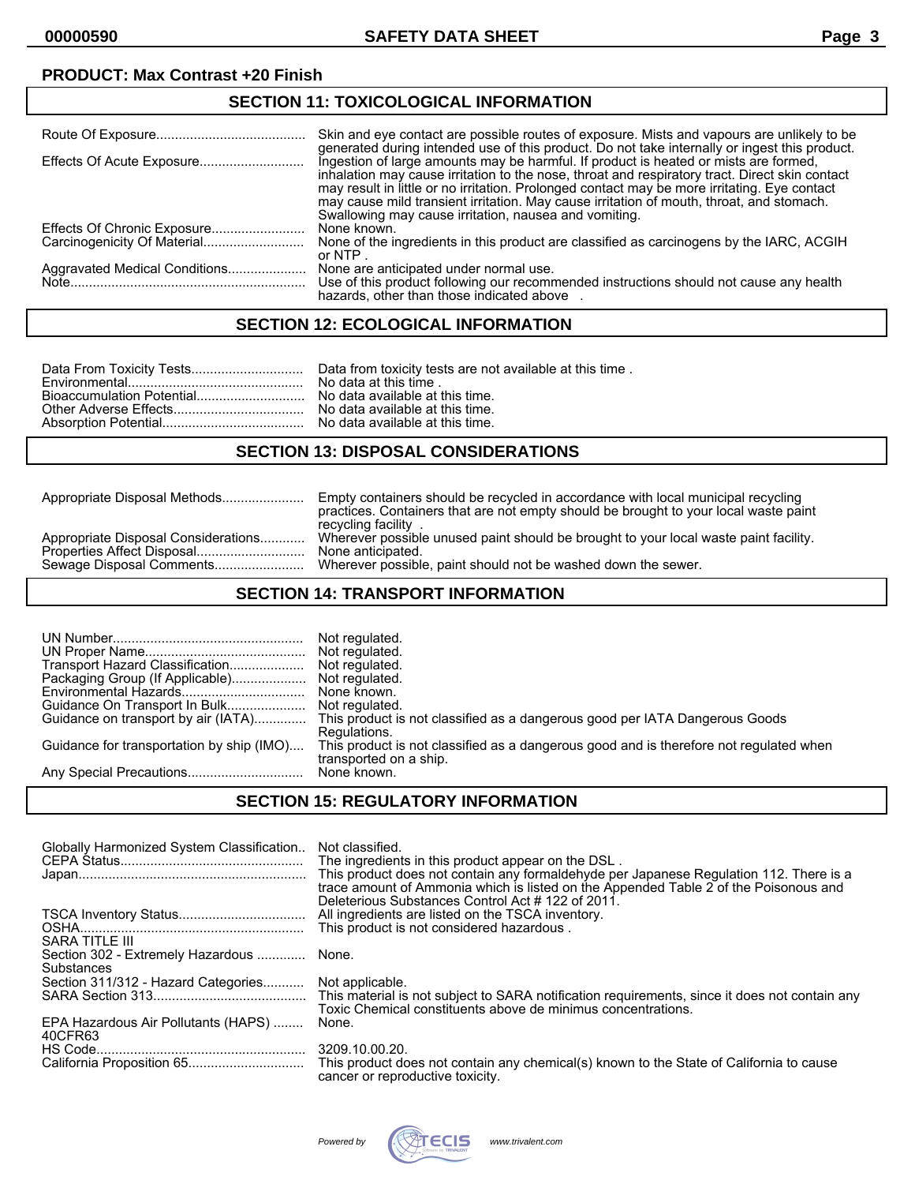**PRODUCT: Max Contrast +20 Finish**

## SECTION 11: TOXICOLOGICAL INFORMATION

| | |
|---|---|
| Route Of Exposure | Skin and eye contact are possible routes of exposure. Mists and vapours are unlikely to be generated during intended use of this product. Do not take internally or ingest this product. |
| Effects Of Acute Exposure | Ingestion of large amounts may be harmful. If product is heated or mists are formed, inhalation may cause irritation to the nose, throat and respiratory tract. Direct skin contact may result in little or no irritation. Prolonged contact may be more irritating. Eye contact may cause mild transient irritation. May cause irritation of mouth, throat, and stomach. Swallowing may cause irritation, nausea and vomiting. |
| Effects Of Chronic Exposure | None known. |
| Carcinogenicity Of Material | None of the ingredients in this product are classified as carcinogens by the IARC, ACGIH or NTP . |
| Aggravated Medical Conditions | None are anticipated under normal use. |
| Note | Use of this product following our recommended instructions should not cause any health hazards, other than those indicated above . |

## SECTION 12: ECOLOGICAL INFORMATION

| | |
|---|---|
| Data From Toxicity Tests | Data from toxicity tests are not available at this time . |
| Environmental | No data at this time . |
| Bioaccumulation Potential | No data available at this time. |
| Other Adverse Effects | No data available at this time. |
| Absorption Potential | No data available at this time. |

## SECTION 13: DISPOSAL CONSIDERATIONS

| | |
|---|---|
| Appropriate Disposal Methods | Empty containers should be recycled in accordance with local municipal recycling practices. Containers that are not empty should be brought to your local waste paint recycling facility . |
| Appropriate Disposal Considerations | Wherever possible unused paint should be brought to your local waste paint facility. |
| Properties Affect Disposal | None anticipated. |
| Sewage Disposal Comments | Wherever possible, paint should not be washed down the sewer. |

## SECTION 14: TRANSPORT INFORMATION

| | |
|---|---|
| UN Number | Not regulated. |
| UN Proper Name | Not regulated. |
| Transport Hazard Classification | Not regulated. |
| Packaging Group (If Applicable) | Not regulated. |
| Environmental Hazards | None known. |
| Guidance On Transport In Bulk | Not regulated. |
| Guidance on transport by air (IATA) | This product is not classified as a dangerous good per IATA Dangerous Goods Regulations. |
| Guidance for transportation by ship (IMO) | This product is not classified as a dangerous good and is therefore not regulated when transported on a ship. |
| Any Special Precautions | None known. |

## SECTION 15: REGULATORY INFORMATION

| | |
|---|---|
| Globally Harmonized System Classification | Not classified. |
| CEPA Status | The ingredients in this product appear on the DSL . |
| Japan | This product does not contain any formaldehyde per Japanese Regulation 112. There is a trace amount of Ammonia which is listed on the Appended Table 2 of the Poisonous and Deleterious Substances Control Act # 122 of 2011. |
| TSCA Inventory Status | All ingredients are listed on the TSCA inventory. |
| OSHA | This product is not considered hazardous . |
| SARA TITLE III | |
| Section 302 - Extremely Hazardous Substances | None. |
| Section 311/312 - Hazard Categories | Not applicable. |
| SARA Section 313 | This material is not subject to SARA notification requirements, since it does not contain any Toxic Chemical constituents above de minimus concentrations. |
| EPA Hazardous Air Pollutants (HAPS) 40CFR63 | None. |
| HS Code | 3209.10.00.20. |
| California Proposition 65 | This product does not contain any chemical(s) known to the State of California to cause cancer or reproductive toxicity. |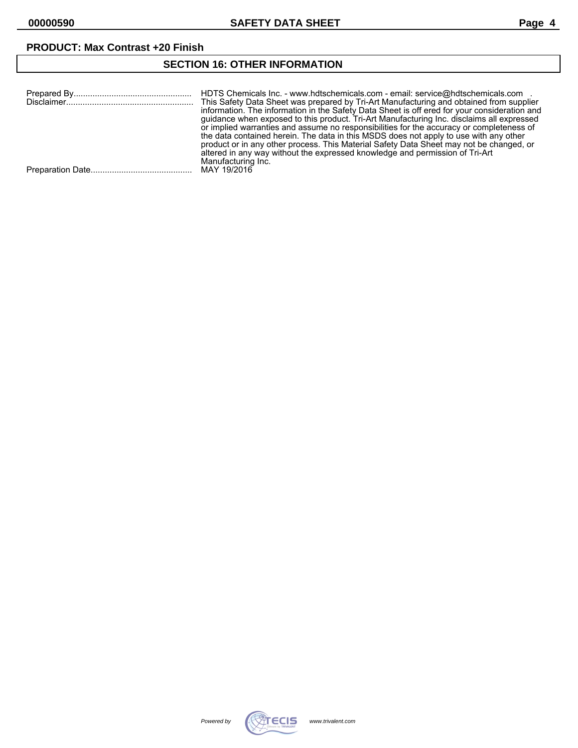**PRODUCT: Max Contrast +20 Finish**

## SECTION 16: OTHER INFORMATION

| | |
|---|---|
| Prepared By | HDTS Chemicals Inc. - www.hdtschemicals.com - email: service@hdtschemicals.com . |
| Disclaimer | This Safety Data Sheet was prepared by Tri-Art Manufacturing and obtained from supplier information. The information in the Safety Data Sheet is off ered for your consideration and guidance when exposed to this product. Tri-Art Manufacturing Inc. disclaims all expressed or implied warranties and assume no responsibilities for the accuracy or completeness of the data contained herein. The data in this MSDS does not apply to use with any other product or in any other process. This Material Safety Data Sheet may not be changed, or altered in any way without the expressed knowledge and permission of Tri-Art Manufacturing Inc. |
| Preparation Date | MAY 19/2016 |